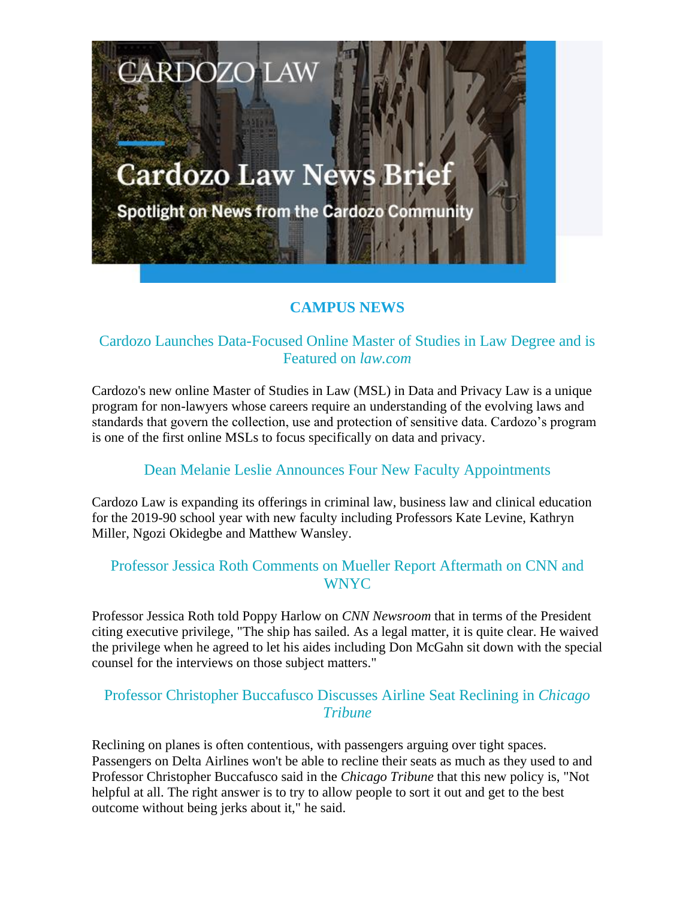# Cardozo Law News Brief

Spotlight on News from the Cardozo Community

## CAMPUS NEWS

### Cardozo Launches Data-Focused Online Master of Studies in Law Degree and is Featured on *law.com*

Cardozo's new online Master of Studies in Law (MSL) in Data and Privacy Law is a unique program for non-lawyers whose careers require an understanding of the evolving laws and standards that govern the collection, use and protection of sensitive data. Cardozo's program is one of the first online MSLs to focus specifically on data and privacy.

### Dean Melanie Leslie Announces Four New Faculty Appointments

Cardozo Law is expanding its offerings in criminal law, business law and clinical education for the 2019-90 school year with new faculty including Professors Kate Levine, Kathryn Miller, Ngozi Okidegbe and Matthew Wansley.

### Professor Jessica Roth Comments on Mueller Report Aftermath on CNN and WNYC

Professor Jessica Roth told Poppy Harlow on *CNN Newsroom* that in terms of the President citing executive privilege, "The ship has sailed. As a legal matter, it is quite clear. He waived the privilege when he agreed to let his aides including Don McGahn sit down with the special counsel for the interviews on those subject matters."

### Professor Christopher Buccafusco Discusses Airline Seat Reclining in *Chicago Tribune*

Reclining on planes is often contentious, with passengers arguing over tight spaces. Passengers on Delta Airlines won't be able to recline their seats as much as they used to and Professor Christopher Buccafusco said in the *Chicago Tribune* that this new policy is, "Not helpful at all. The right answer is to try to allow people to sort it out and get to the best outcome without being jerks about it," he said.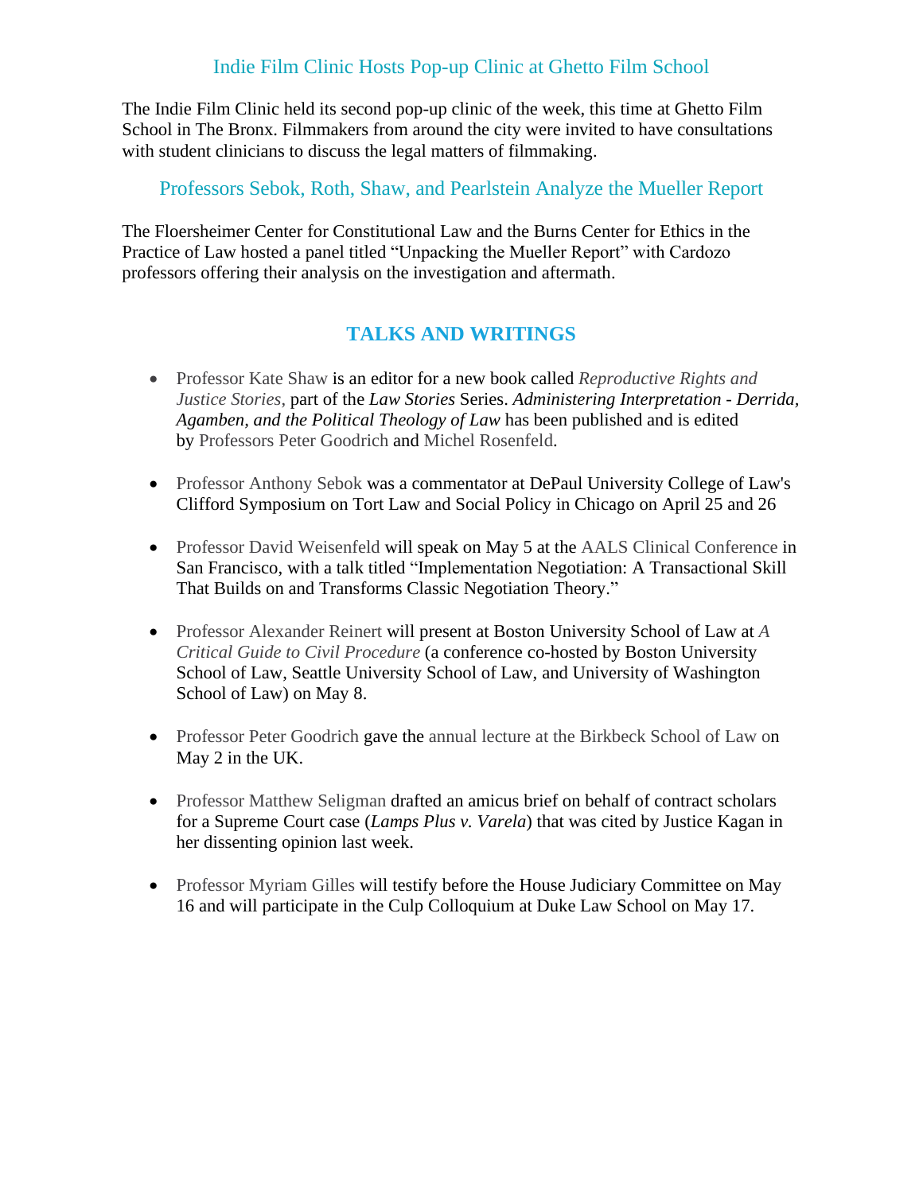## Indie Film Clinic Hosts Pop-up Clinic at Ghetto Film School

The Indie Film Clinic held its second pop-up clinic of the week, this time at Ghetto Film School in The Bronx. Filmmakers from around the city were invited to have consultations with student clinicians to discuss the legal matters of filmmaking.

## Professors Sebok, Roth, Shaw, and Pearlstein Analyze the Mueller Report

The Floersheimer Center for Constitutional Law and the Burns Center for Ethics in the Practice of Law hosted a panel titled "Unpacking the Mueller Report" with Cardozo professors offering their analysis on the investigation and aftermath.

## TALKS AND WRITINGS

- Professor Kate Shaw is an editor for a new book called *Reproductive Rights and Justice Stories*, part of the *Law Stories* Series. *Administering Interpretation - Derrida, Agamben, and the Political Theology of Law* has been published and is edited by Professors Peter Goodrich and Michel Rosenfeld.

- Professor Anthony Sebok was a commentator at DePaul University College of Law's Clifford Symposium on Tort Law and Social Policy in Chicago on April 25 and 26

- Professor David Weisenfeld will speak on May 5 at the AALS Clinical Conference in San Francisco, with a talk titled "Implementation Negotiation: A Transactional Skill That Builds on and Transforms Classic Negotiation Theory."

- Professor Alexander Reinert will present at Boston University School of Law at *A Critical Guide to Civil Procedure* (a conference co-hosted by Boston University School of Law, Seattle University School of Law, and University of Washington School of Law) on May 8.

- Professor Peter Goodrich gave the annual lecture at the Birkbeck School of Law on May 2 in the UK.

- Professor Matthew Seligman drafted an amicus brief on behalf of contract scholars for a Supreme Court case (*Lamps Plus v. Varela*) that was cited by Justice Kagan in her dissenting opinion last week.

- Professor Myriam Gilles will testify before the House Judiciary Committee on May 16 and will participate in the Culp Colloquium at Duke Law School on May 17.